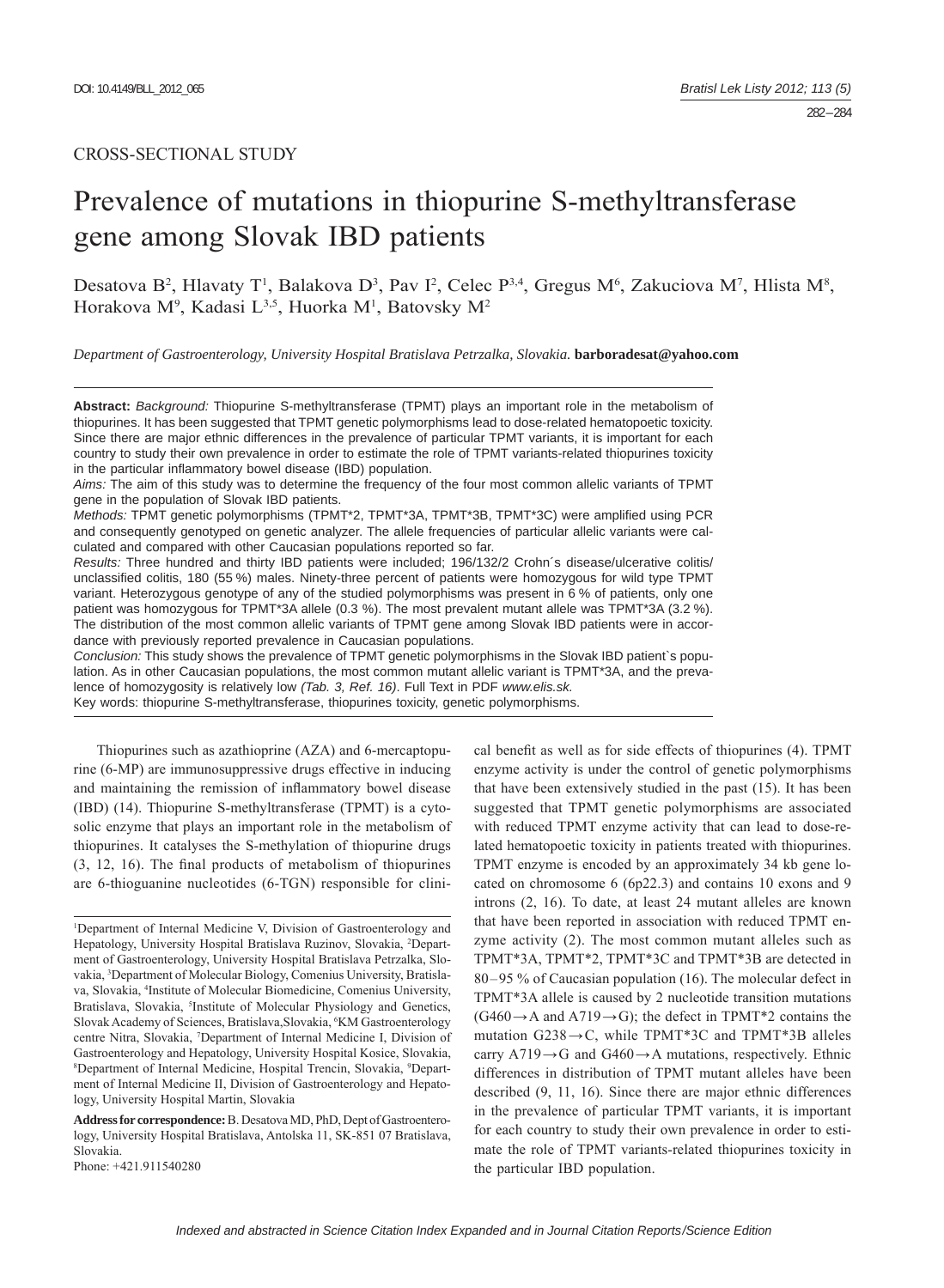DOI: 10.4149/BLL_2012_065

CROSS-SECTIONAL STUDY

# Prevalence of mutations in thiopurine S-methyltransferase gene among Slovak IBD patients

Desatova B[2], Hlavaty T[1], Balakova D[3], Pav I[2], Celec P[3,4], Gregus M[6], Zakuciova M[7], Hlista M[8], Horakova M[9], Kadasi L[3,5], Huorka M[1], Batovsky M[2]

*Department of Gastroenterology, University Hospital Bratislava Petrzalka, Slovakia.* **barboradesat@yahoo.com**

**Abstract:** *Background:* Thiopurine S-methyltransferase (TPMT) plays an important role in the metabolism of thiopurines. It has been suggested that TPMT genetic polymorphisms lead to dose-related hematopoetic toxicity. Since there are major ethnic differences in the prevalence of particular TPMT variants, it is important for each country to study their own prevalence in order to estimate the role of TPMT variants-related thiopurines toxicity in the particular inflammatory bowel disease (IBD) population.

*Aims:* The aim of this study was to determine the frequency of the four most common allelic variants of TPMT gene in the population of Slovak IBD patients.

*Methods:* TPMT genetic polymorphisms (TPMT*2, TPMT*3A, TPMT*3B, TPMT*3C) were amplified using PCR and consequently genotyped on genetic analyzer. The allele frequencies of particular allelic variants were calculated and compared with other Caucasian populations reported so far.

*Results:* Three hundred and thirty IBD patients were included; 196/132/2 Crohn´s disease/ulcerative colitis/unclassified colitis, 180 (55 %) males. Ninety-three percent of patients were homozygous for wild type TPMT variant. Heterozygous genotype of any of the studied polymorphisms was present in 6 % of patients, only one patient was homozygous for TPMT*3A allele (0.3 %). The most prevalent mutant allele was TPMT*3A (3.2 %). The distribution of the most common allelic variants of TPMT gene among Slovak IBD patients were in accordance with previously reported prevalence in Caucasian populations.

*Conclusion:* This study shows the prevalence of TPMT genetic polymorphisms in the Slovak IBD patient`s population. As in other Caucasian populations, the most common mutant allelic variant is TPMT*3A, and the prevalence of homozygosity is relatively low *(Tab. 3, Ref. 16).* Full Text in PDF *www.elis.sk.*

Key words: thiopurine S-methyltransferase, thiopurines toxicity, genetic polymorphisms.

Thiopurines such as azathioprine (AZA) and 6-mercaptopurine (6-MP) are immunosuppressive drugs effective in inducing and maintaining the remission of inflammatory bowel disease (IBD) (14). Thiopurine S-methyltransferase (TPMT) is a cytosolic enzyme that plays an important role in the metabolism of thiopurines. It catalyses the S-methylation of thiopurine drugs (3, 12, 16). The final products of metabolism of thiopurines are 6-thioguanine nucleotides (6-TGN) responsible for clinical benefit as well as for side effects of thiopurines (4). TPMT enzyme activity is under the control of genetic polymorphisms that have been extensively studied in the past (15). It has been suggested that TPMT genetic polymorphisms are associated with reduced TPMT enzyme activity that can lead to dose-related hematopoetic toxicity in patients treated with thiopurines. TPMT enzyme is encoded by an approximately 34 kb gene located on chromosome 6 (6p22.3) and contains 10 exons and 9 introns (2, 16). To date, at least 24 mutant alleles are known that have been reported in association with reduced TPMT enzyme activity (2). The most common mutant alleles such as TPMT*3A, TPMT*2, TPMT*3C and TPMT*3B are detected in 80–95 % of Caucasian population (16). The molecular defect in TPMT*3A allele is caused by 2 nucleotide transition mutations (G460→A and A719→G); the defect in TPMT*2 contains the mutation G238→C, while TPMT*3C and TPMT*3B alleles carry A719→G and G460→A mutations, respectively. Ethnic differences in distribution of TPMT mutant alleles have been described (9, 11, 16). Since there are major ethnic differences in the prevalence of particular TPMT variants, it is important for each country to study their own prevalence in order to estimate the role of TPMT variants-related thiopurines toxicity in the particular IBD population.

---

[1]Department of Internal Medicine V, Division of Gastroenterology and Hepatology, University Hospital Bratislava Ruzinov, Slovakia, [2]Department of Gastroenterology, University Hospital Bratislava Petrzalka, Slovakia, [3]Department of Molecular Biology, Comenius University, Bratislava, Slovakia, [4]Institute of Molecular Biomedicine, Comenius University, Bratislava, Slovakia, [5]Institute of Molecular Physiology and Genetics, Slovak Academy of Sciences, Bratislava,Slovakia, [6]KM Gastroenterology centre Nitra, Slovakia, [7]Department of Internal Medicine I, Division of Gastroenterology and Hepatology, University Hospital Kosice, Slovakia, [8]Department of Internal Medicine, Hospital Trencin, Slovakia, [9]Department of Internal Medicine II, Division of Gastroenterology and Hepatology, University Hospital Martin, Slovakia

**Address for correspondence:** B. Desatova MD, PhD, Dept of Gastroenterology, University Hospital Bratislava, Antolska 11, SK-851 07 Bratislava, Slovakia.

Phone: +421.911540280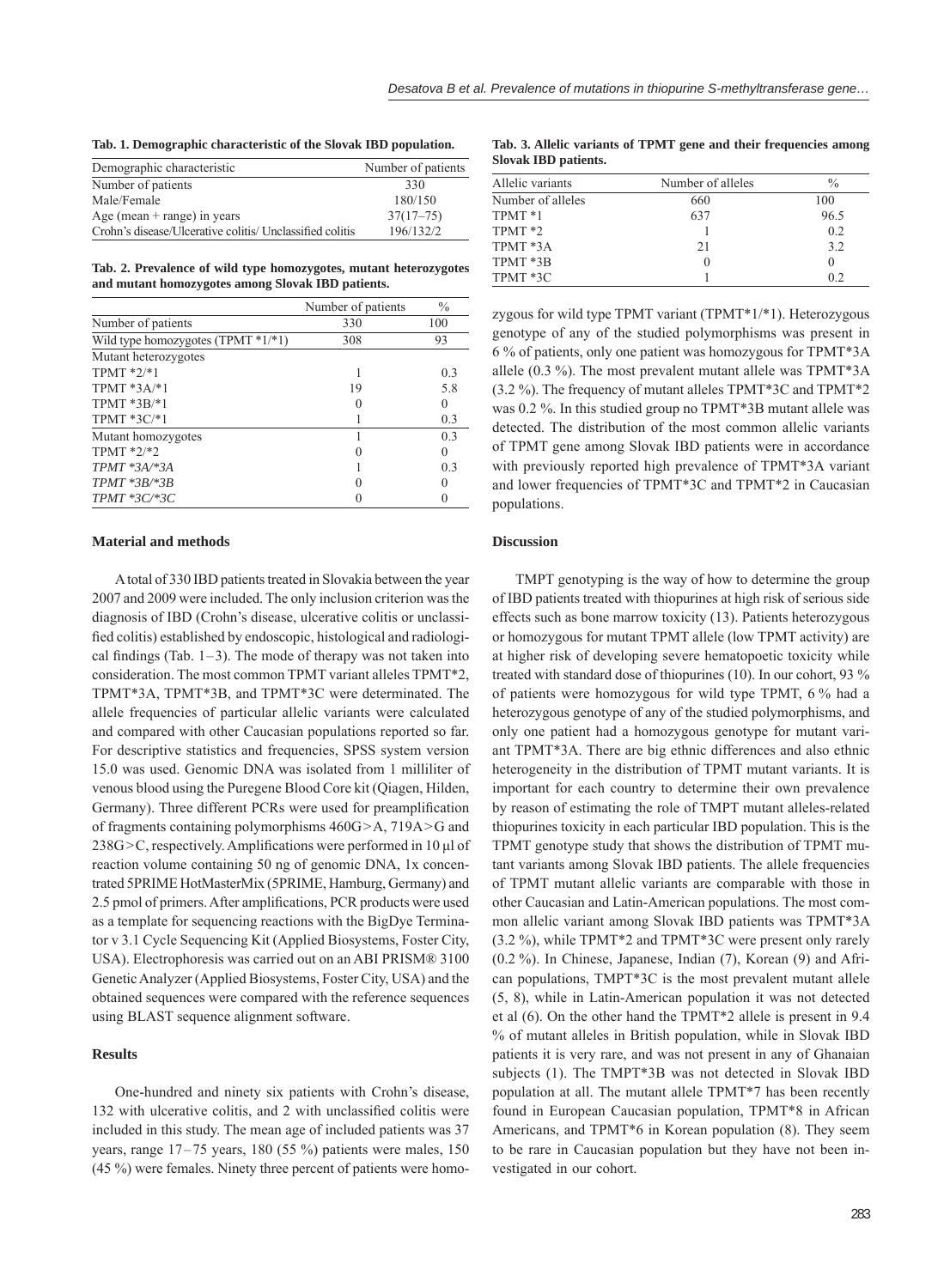**Tab. 1. Demographic characteristic of the Slovak IBD population.**

| Demographic characteristic | Number of patients |
|---|---|
| Number of patients | 330 |
| Male/Female | 180/150 |
| Age (mean + range) in years | 37(17–75) |
| Crohn's disease/Ulcerative colitis/ Unclassified colitis | 196/132/2 |

**Tab. 2. Prevalence of wild type homozygotes, mutant heterozygotes and mutant homozygotes among Slovak IBD patients.**

| | Number of patients | % |
|---|---|---|
| Number of patients | 330 | 100 |
| Wild type homozygotes (TPMT *1/*1) | 308 | 93 |
| Mutant heterozygotes | | |
| TPMT *2/*1 | 1 | 0.3 |
| TPMT *3A/*1 | 19 | 5.8 |
| TPMT *3B/*1 | 0 | 0 |
| TPMT *3C/*1 | 1 | 0.3 |
| Mutant homozygotes | 1 | 0.3 |
| TPMT *2/*2 | 0 | 0 |
| *TPMT *3A/*3A* | 1 | 0.3 |
| *TPMT *3B/*3B* | 0 | 0 |
| *TPMT *3C/*3C* | 0 | 0 |

## Material and methods

A total of 330 IBD patients treated in Slovakia between the year 2007 and 2009 were included. The only inclusion criterion was the diagnosis of IBD (Crohn's disease, ulcerative colitis or unclassified colitis) established by endoscopic, histological and radiological findings (Tab. 1–3). The mode of therapy was not taken into consideration. The most common TPMT variant alleles TPMT*2, TPMT*3A, TPMT*3B, and TPMT*3C were determinated. The allele frequencies of particular allelic variants were calculated and compared with other Caucasian populations reported so far. For descriptive statistics and frequencies, SPSS system version 15.0 was used. Genomic DNA was isolated from 1 milliliter of venous blood using the Puregene Blood Core kit (Qiagen, Hilden, Germany). Three different PCRs were used for preamplification of fragments containing polymorphisms 460G>A, 719A>G and 238G>C, respectively. Amplifications were performed in 10 μl of reaction volume containing 50 ng of genomic DNA, 1x concentrated 5PRIME HotMasterMix (5PRIME, Hamburg, Germany) and 2.5 pmol of primers. After amplifications, PCR products were used as a template for sequencing reactions with the BigDye Terminator v 3.1 Cycle Sequencing Kit (Applied Biosystems, Foster City, USA). Electrophoresis was carried out on an ABI PRISM® 3100 Genetic Analyzer (Applied Biosystems, Foster City, USA) and the obtained sequences were compared with the reference sequences using BLAST sequence alignment software.

## Results

One-hundred and ninety six patients with Crohn's disease, 132 with ulcerative colitis, and 2 with unclassified colitis were included in this study. The mean age of included patients was 37 years, range 17–75 years, 180 (55 %) patients were males, 150 (45 %) were females. Ninety three percent of patients were homozygous for wild type TPMT variant (TPMT*1/*1). Heterozygous genotype of any of the studied polymorphisms was present in 6 % of patients, only one patient was homozygous for TPMT*3A allele (0.3 %). The most prevalent mutant allele was TPMT*3A (3.2 %). The frequency of mutant alleles TPMT*3C and TPMT*2 was 0.2 %. In this studied group no TPMT*3B mutant allele was detected. The distribution of the most common allelic variants of TPMT gene among Slovak IBD patients were in accordance with previously reported high prevalence of TPMT*3A variant and lower frequencies of TPMT*3C and TPMT*2 in Caucasian populations.

**Tab. 3. Allelic variants of TPMT gene and their frequencies among Slovak IBD patients.**

| Allelic variants | Number of alleles | % |
|---|---|---|
| Number of alleles | 660 | 100 |
| TPMT *1 | 637 | 96.5 |
| TPMT *2 | 1 | 0.2 |
| TPMT *3A | 21 | 3.2 |
| TPMT *3B | 0 | 0 |
| TPMT *3C | 1 | 0.2 |

## Discussion

TMPT genotyping is the way of how to determine the group of IBD patients treated with thiopurines at high risk of serious side effects such as bone marrow toxicity (13). Patients heterozygous or homozygous for mutant TPMT allele (low TPMT activity) are at higher risk of developing severe hematopoetic toxicity while treated with standard dose of thiopurines (10). In our cohort, 93 % of patients were homozygous for wild type TPMT, 6 % had a heterozygous genotype of any of the studied polymorphisms, and only one patient had a homozygous genotype for mutant variant TPMT*3A. There are big ethnic differences and also ethnic heterogeneity in the distribution of TPMT mutant variants. It is important for each country to determine their own prevalence by reason of estimating the role of TMPT mutant alleles-related thiopurines toxicity in each particular IBD population. This is the TPMT genotype study that shows the distribution of TPMT mutant variants among Slovak IBD patients. The allele frequencies of TPMT mutant allelic variants are comparable with those in other Caucasian and Latin-American populations. The most common allelic variant among Slovak IBD patients was TPMT*3A (3.2 %), while TPMT*2 and TPMT*3C were present only rarely (0.2 %). In Chinese, Japanese, Indian (7), Korean (9) and African populations, TMPT*3C is the most prevalent mutant allele (5, 8), while in Latin-American population it was not detected et al (6). On the other hand the TPMT*2 allele is present in 9.4 % of mutant alleles in British population, while in Slovak IBD patients it is very rare, and was not present in any of Ghanaian subjects (1). The TMPT*3B was not detected in Slovak IBD population at all. The mutant allele TPMT*7 has been recently found in European Caucasian population, TPMT*8 in African Americans, and TPMT*6 in Korean population (8). They seem to be rare in Caucasian population but they have not been investigated in our cohort.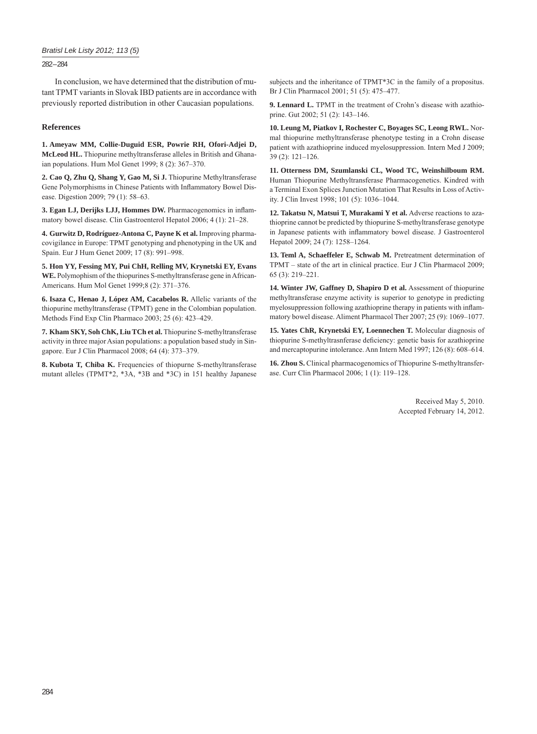In conclusion, we have determined that the distribution of mutant TPMT variants in Slovak IBD patients are in accordance with previously reported distribution in other Caucasian populations.

## References

**1. Ameyaw MM, Collie-Duguid ESR, Powrie RH, Ofori-Adjei D, McLeod HL.** Thiopurine methyltransferase alleles in British and Ghanaian populations. Hum Mol Genet 1999; 8 (2): 367–370.

**2. Cao Q, Zhu Q, Shang Y, Gao M, Si J.** Thiopurine Methyltransferase Gene Polymorphisms in Chinese Patients with Inflammatory Bowel Disease. Digestion 2009; 79 (1): 58–63.

**3. Egan LJ, Derijks LJJ, Hommes DW.** Pharmacogenomics in inflammatory bowel disease. Clin Gastroenterol Hepatol 2006; 4 (1): 21–28.

**4. Gurwitz D, Rodríguez-Antona C, Payne K et al.** Improving pharmacovigilance in Europe: TPMT genotyping and phenotyping in the UK and Spain. Eur J Hum Genet 2009; 17 (8): 991–998.

**5. Hon YY, Fessing MY, Pui ChH, Relling MV, Krynetski EY, Evans WE.** Polymophism of the thiopurines S-methyltransferase gene in African-Americans. Hum Mol Genet 1999;8 (2): 371–376.

**6. Isaza C, Henao J, López AM, Cacabelos R.** Allelic variants of the thiopurine methyltransferase (TPMT) gene in the Colombian population. Methods Find Exp Clin Pharmaco 2003; 25 (6): 423–429.

**7. Kham SKY, Soh ChK, Liu TCh et al.** Thiopurine S-methyltransferase activity in three major Asian populations: a population based study in Singapore. Eur J Clin Pharmacol 2008; 64 (4): 373–379.

**8. Kubota T, Chiba K.** Frequencies of thiopurne S-methyltransferase mutant alleles (TPMT*2, *3A, *3B and *3C) in 151 healthy Japanese subjects and the inheritance of TPMT*3C in the family of a propositus. Br J Clin Pharmacol 2001; 51 (5): 475–477.

**9. Lennard L.** TPMT in the treatment of Crohn's disease with azathioprine. Gut 2002; 51 (2): 143–146.

**10. Leung M, Piatkov I, Rochester C, Boyages SC, Leong RWL.** Normal thiopurine methyltransferase phenotype testing in a Crohn disease patient with azathioprine induced myelosuppression. Intern Med J 2009; 39 (2): 121–126.

**11. Otterness DM, Szumlanski CL, Wood TC, Weinshilboum RM.** Human Thiopurine Methyltransferase Pharmacogenetics. Kindred with a Terminal Exon Splices Junction Mutation That Results in Loss of Activity. J Clin Invest 1998; 101 (5): 1036–1044.

**12. Takatsu N, Matsui T, Murakami Y et al.** Adverse reactions to azathioprine cannot be predicted by thiopurine S-methyltransferase genotype in Japanese patients with inflammatory bowel disease. J Gastroenterol Hepatol 2009; 24 (7): 1258–1264.

**13. Teml A, Schaeffeler E, Schwab M.** Pretreatment determination of TPMT – state of the art in clinical practice. Eur J Clin Pharmacol 2009; 65 (3): 219–221.

**14. Winter JW, Gaffney D, Shapiro D et al.** Assessment of thiopurine methyltransferase enzyme activity is superior to genotype in predicting myelosuppression following azathioprine therapy in patients with inflammatory bowel disease. Aliment Pharmacol Ther 2007; 25 (9): 1069–1077.

**15. Yates ChR, Krynetski EY, Loennechen T.** Molecular diagnosis of thiopurine S-methyltrasnferase deficiency: genetic basis for azathioprine and mercaptopurine intolerance. Ann Intern Med 1997; 126 (8): 608–614.

**16. Zhou S.** Clinical pharmacogenomics of Thiopurine S-methyltransferase. Curr Clin Pharmacol 2006; 1 (1): 119–128.

Received May 5, 2010.
Accepted February 14, 2012.